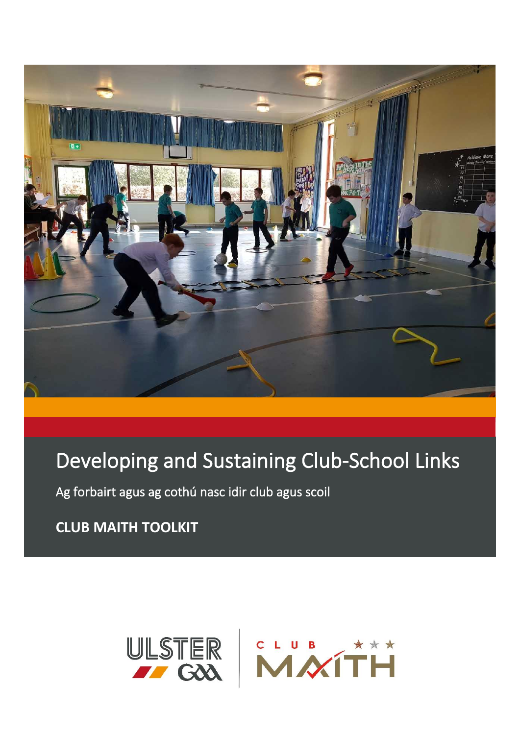# Developing and Sustaining Club-School Links

Ag forbairt agus ag cothú nasc idir club agus scoil

**CLUB MAITH TOOLKIT**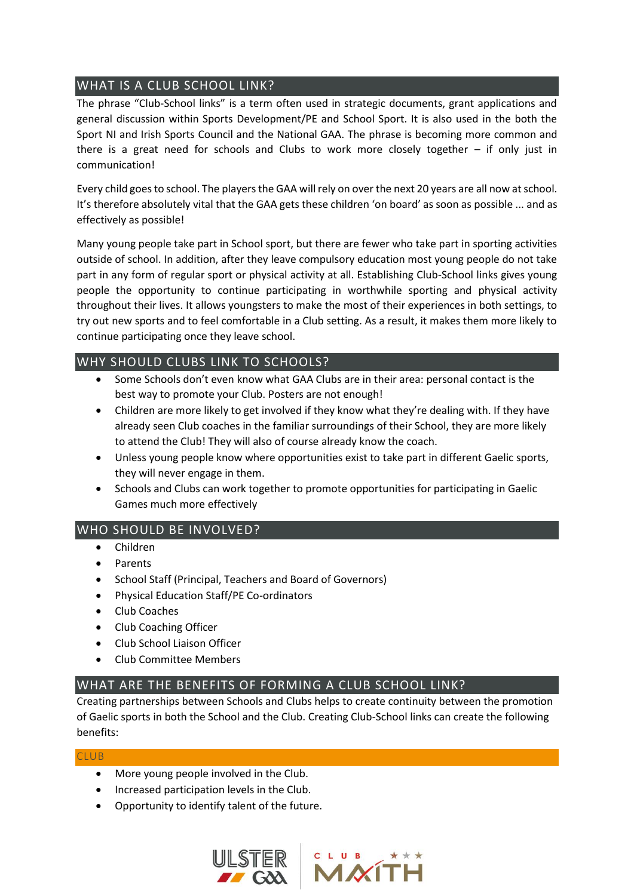## WHAT IS A CLUB SCHOOL LINK?

The phrase "Club-School links" is a term often used in strategic documents, grant applications and general discussion within Sports Development/PE and School Sport. It is also used in the both the Sport NI and Irish Sports Council and the National GAA. The phrase is becoming more common and there is a great need for schools and Clubs to work more closely together – if only just in communication!

Every child goes to school. The players the GAA will rely on over the next 20 years are all now at school. It's therefore absolutely vital that the GAA gets these children 'on board' as soon as possible ... and as effectively as possible!

Many young people take part in School sport, but there are fewer who take part in sporting activities outside of school. In addition, after they leave compulsory education most young people do not take part in any form of regular sport or physical activity at all. Establishing Club-School links gives young people the opportunity to continue participating in worthwhile sporting and physical activity throughout their lives. It allows youngsters to make the most of their experiences in both settings, to try out new sports and to feel comfortable in a Club setting. As a result, it makes them more likely to continue participating once they leave school.

## WHY SHOULD CLUBS LINK TO SCHOOLS?

- Some Schools don't even know what GAA Clubs are in their area: personal contact is the best way to promote your Club. Posters are not enough!
- Children are more likely to get involved if they know what they're dealing with. If they have already seen Club coaches in the familiar surroundings of their School, they are more likely to attend the Club! They will also of course already know the coach.
- Unless young people know where opportunities exist to take part in different Gaelic sports, they will never engage in them.
- Schools and Clubs can work together to promote opportunities for participating in Gaelic Games much more effectively

## WHO SHOULD BE INVOLVED?

- Children
- Parents
- School Staff (Principal, Teachers and Board of Governors)
- Physical Education Staff/PE Co-ordinators
- Club Coaches
- Club Coaching Officer
- Club School Liaison Officer
- Club Committee Members

## WHAT ARE THE BENEFITS OF FORMING A CLUB SCHOOL LINK?

Creating partnerships between Schools and Clubs helps to create continuity between the promotion of Gaelic sports in both the School and the Club. Creating Club-School links can create the following benefits:

### CLUB

- More young people involved in the Club.
- Increased participation levels in the Club.
- Opportunity to identify talent of the future.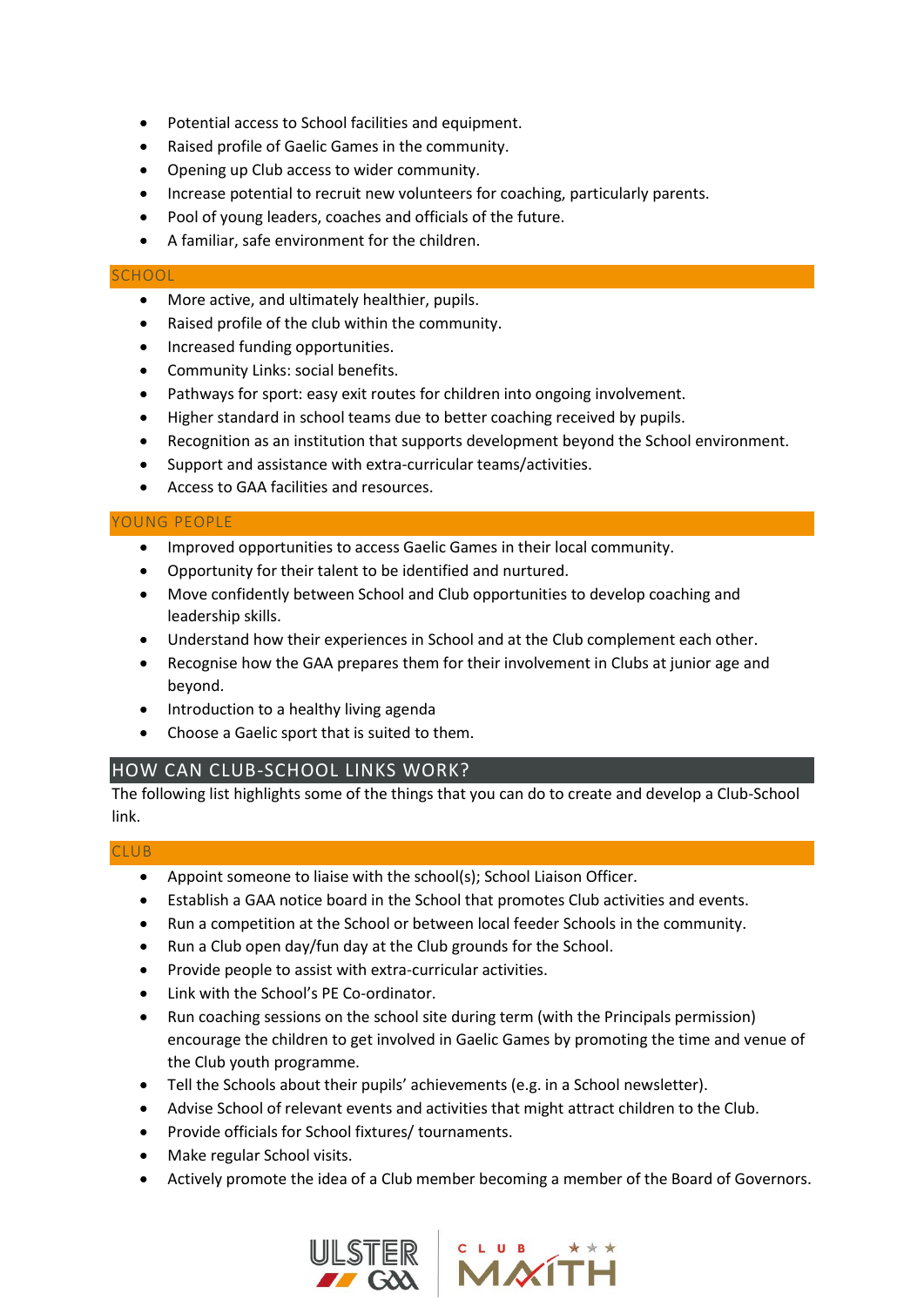- Potential access to School facilities and equipment.
- Raised profile of Gaelic Games in the community.
- Opening up Club access to wider community.
- Increase potential to recruit new volunteers for coaching, particularly parents.
- Pool of young leaders, coaches and officials of the future.
- A familiar, safe environment for the children.

### SCHOOL

- More active, and ultimately healthier, pupils.
- Raised profile of the club within the community.
- Increased funding opportunities.
- Community Links: social benefits.
- Pathways for sport: easy exit routes for children into ongoing involvement.
- Higher standard in school teams due to better coaching received by pupils.
- Recognition as an institution that supports development beyond the School environment.
- Support and assistance with extra-curricular teams/activities.
- Access to GAA facilities and resources.

### YOUNG PEOPLE

- Improved opportunities to access Gaelic Games in their local community.
- Opportunity for their talent to be identified and nurtured.
- Move confidently between School and Club opportunities to develop coaching and leadership skills.
- Understand how their experiences in School and at the Club complement each other.
- Recognise how the GAA prepares them for their involvement in Clubs at junior age and beyond.
- Introduction to a healthy living agenda
- Choose a Gaelic sport that is suited to them.

## HOW CAN CLUB-SCHOOL LINKS WORK?

The following list highlights some of the things that you can do to create and develop a Club-School link.

### CLUB

- Appoint someone to liaise with the school(s); School Liaison Officer.
- Establish a GAA notice board in the School that promotes Club activities and events.
- Run a competition at the School or between local feeder Schools in the community.
- Run a Club open day/fun day at the Club grounds for the School.
- Provide people to assist with extra-curricular activities.
- Link with the School's PE Co-ordinator.
- Run coaching sessions on the school site during term (with the Principals permission) encourage the children to get involved in Gaelic Games by promoting the time and venue of the Club youth programme.
- Tell the Schools about their pupils' achievements (e.g. in a School newsletter).
- Advise School of relevant events and activities that might attract children to the Club.
- Provide officials for School fixtures/ tournaments.
- Make regular School visits.
- Actively promote the idea of a Club member becoming a member of the Board of Governors.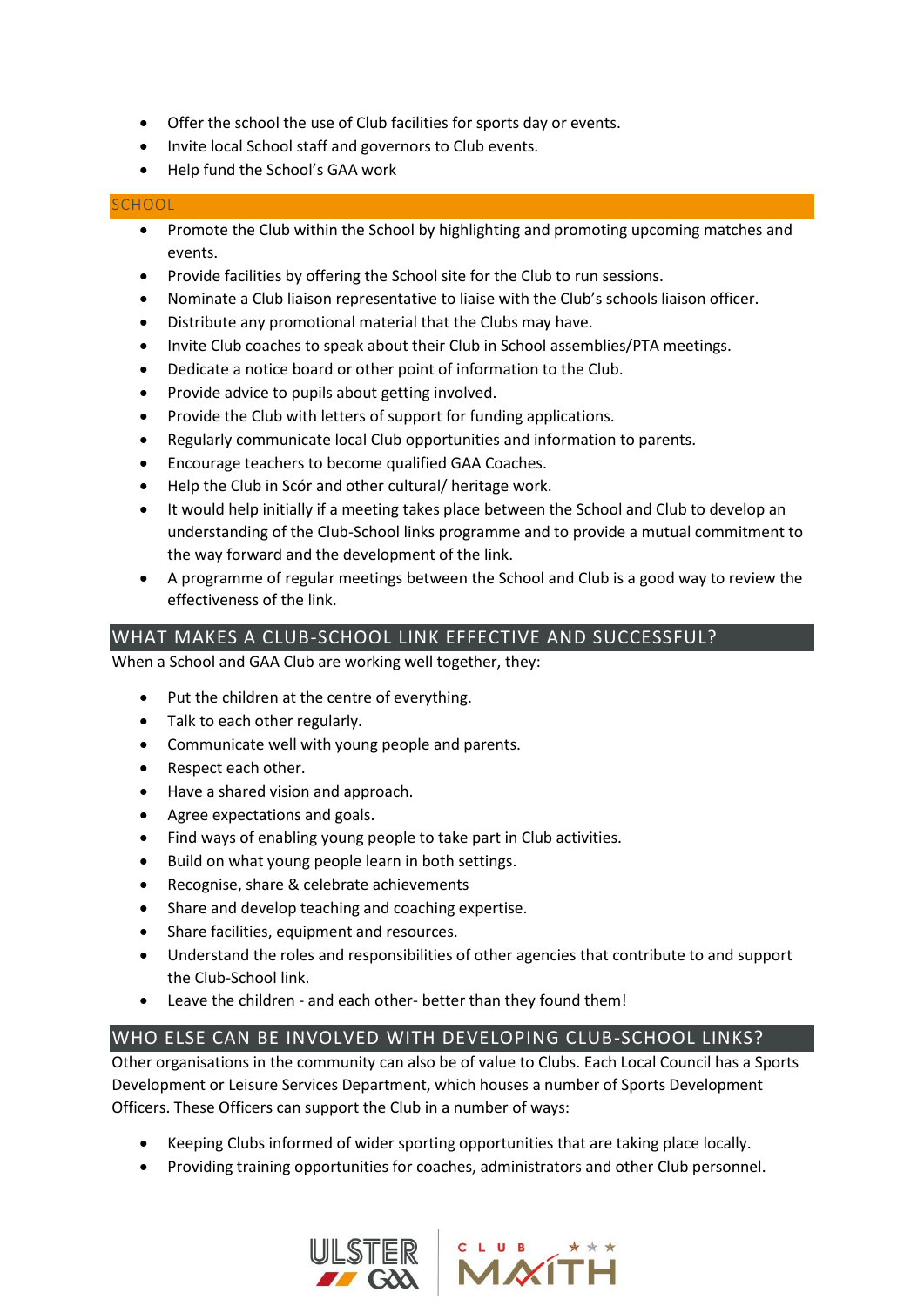- Offer the school the use of Club facilities for sports day or events.
- Invite local School staff and governors to Club events.
- Help fund the School's GAA work

## SCHOOL

- Promote the Club within the School by highlighting and promoting upcoming matches and events.
- Provide facilities by offering the School site for the Club to run sessions.
- Nominate a Club liaison representative to liaise with the Club's schools liaison officer.
- Distribute any promotional material that the Clubs may have.
- Invite Club coaches to speak about their Club in School assemblies/PTA meetings.
- Dedicate a notice board or other point of information to the Club.
- Provide advice to pupils about getting involved.
- Provide the Club with letters of support for funding applications.
- Regularly communicate local Club opportunities and information to parents.
- Encourage teachers to become qualified GAA Coaches.
- Help the Club in Scór and other cultural/ heritage work.
- It would help initially if a meeting takes place between the School and Club to develop an understanding of the Club-School links programme and to provide a mutual commitment to the way forward and the development of the link.
- A programme of regular meetings between the School and Club is a good way to review the effectiveness of the link.

## WHAT MAKES A CLUB-SCHOOL LINK EFFECTIVE AND SUCCESSFUL?

When a School and GAA Club are working well together, they:

- Put the children at the centre of everything.
- Talk to each other regularly.
- Communicate well with young people and parents.
- Respect each other.
- Have a shared vision and approach.
- Agree expectations and goals.
- Find ways of enabling young people to take part in Club activities.
- Build on what young people learn in both settings.
- Recognise, share & celebrate achievements
- Share and develop teaching and coaching expertise.
- Share facilities, equipment and resources.
- Understand the roles and responsibilities of other agencies that contribute to and support the Club-School link.
- Leave the children - and each other- better than they found them!

## WHO ELSE CAN BE INVOLVED WITH DEVELOPING CLUB-SCHOOL LINKS?

Other organisations in the community can also be of value to Clubs. Each Local Council has a Sports Development or Leisure Services Department, which houses a number of Sports Development Officers. These Officers can support the Club in a number of ways:

- Keeping Clubs informed of wider sporting opportunities that are taking place locally.
- Providing training opportunities for coaches, administrators and other Club personnel.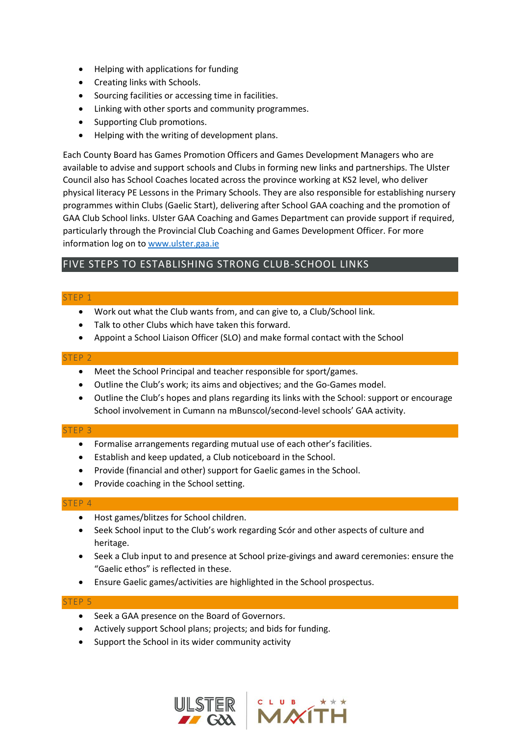- Helping with applications for funding
- Creating links with Schools.
- Sourcing facilities or accessing time in facilities.
- Linking with other sports and community programmes.
- Supporting Club promotions.
- Helping with the writing of development plans.

Each County Board has Games Promotion Officers and Games Development Managers who are available to advise and support schools and Clubs in forming new links and partnerships. The Ulster Council also has School Coaches located across the province working at KS2 level, who deliver physical literacy PE Lessons in the Primary Schools. They are also responsible for establishing nursery programmes within Clubs (Gaelic Start), delivering after School GAA coaching and the promotion of GAA Club School links. Ulster GAA Coaching and Games Department can provide support if required, particularly through the Provincial Club Coaching and Games Development Officer. For more information log on to www.ulster.gaa.ie

## FIVE STEPS TO ESTABLISHING STRONG CLUB-SCHOOL LINKS

### STEP 1

- Work out what the Club wants from, and can give to, a Club/School link.
- Talk to other Clubs which have taken this forward.
- Appoint a School Liaison Officer (SLO) and make formal contact with the School

### STEP 2

- Meet the School Principal and teacher responsible for sport/games.
- Outline the Club's work; its aims and objectives; and the Go-Games model.
- Outline the Club's hopes and plans regarding its links with the School: support or encourage School involvement in Cumann na mBunscol/second-level schools' GAA activity.

### STEP 3

- Formalise arrangements regarding mutual use of each other's facilities.
- Establish and keep updated, a Club noticeboard in the School.
- Provide (financial and other) support for Gaelic games in the School.
- Provide coaching in the School setting.

### STEP 4

- Host games/blitzes for School children.
- Seek School input to the Club's work regarding Scór and other aspects of culture and heritage.
- Seek a Club input to and presence at School prize-givings and award ceremonies: ensure the "Gaelic ethos" is reflected in these.
- Ensure Gaelic games/activities are highlighted in the School prospectus.

### STEP 5

- Seek a GAA presence on the Board of Governors.
- Actively support School plans; projects; and bids for funding.
- Support the School in its wider community activity